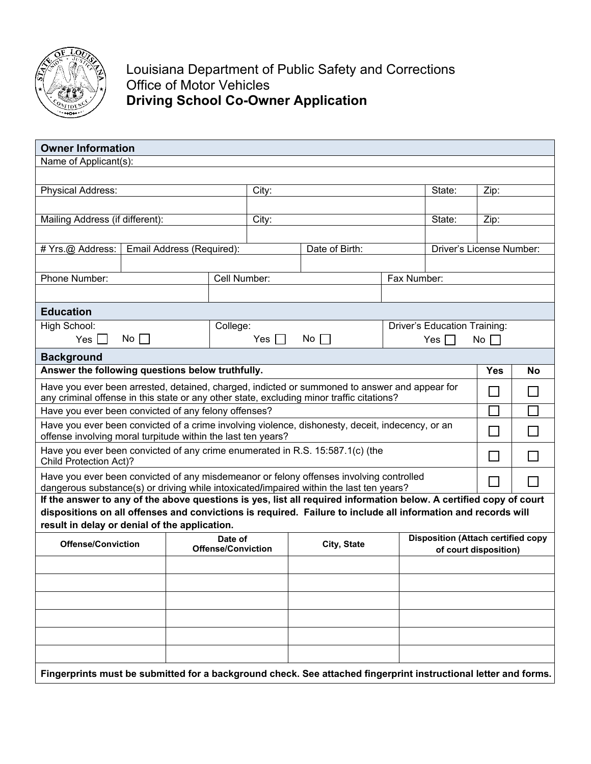# Louisiana Department of Public Safety and Corrections
## Office of Motor Vehicles
## **Driving School Co-Owner Application**

### Owner Information

| Name of Applicant(s): | | | |
|---|---|---|---|
| | | | |
| **Physical Address:** | **City:** | **State:** | **Zip:** |
| | | | |
| **Mailing Address (if different):** | **City:** | **State:** | **Zip:** |
| | | | |

| # Yrs.@ Address: | Email Address (Required): | Date of Birth: | Driver's License Number: |
|---|---|---|---|
| | | | |

| Phone Number: | Cell Number: | Fax Number: |
|---|---|---|
| | | |

### Education

| High School: | College: | Driver's Education Training: |
|---|---|---|
| Yes ☐ No ☐ | Yes ☐ No ☐ | Yes ☐ No ☐ |

### Background

| **Answer the following questions below truthfully.** | **Yes** | **No** |
|---|---|---|
| Have you ever been arrested, detained, charged, indicted or summoned to answer and appear for any criminal offense in this state or any other state, excluding minor traffic citations? | ☐ | ☐ |
| Have you ever been convicted of any felony offenses? | ☐ | ☐ |
| Have you ever been convicted of a crime involving violence, dishonesty, deceit, indecency, or an offense involving moral turpitude within the last ten years? | ☐ | ☐ |
| Have you ever been convicted of any crime enumerated in R.S. 15:587.1(c) (the Child Protection Act)? | ☐ | ☐ |
| Have you ever been convicted of any misdemeanor or felony offenses involving controlled dangerous substance(s) or driving while intoxicated/impaired within the last ten years? | ☐ | ☐ |

**If the answer to any of the above questions is yes, list all required information below. A certified copy of court dispositions on all offenses and convictions is required. Failure to include all information and records will result in delay or denial of the application.**

| Offense/Conviction | Date of Offense/Conviction | City, State | Disposition (Attach certified copy of court disposition) |
|---|---|---|---|
| | | | |
| | | | |
| | | | |
| | | | |
| | | | |
| | | | |

**Fingerprints must be submitted for a background check. See attached fingerprint instructional letter and forms.**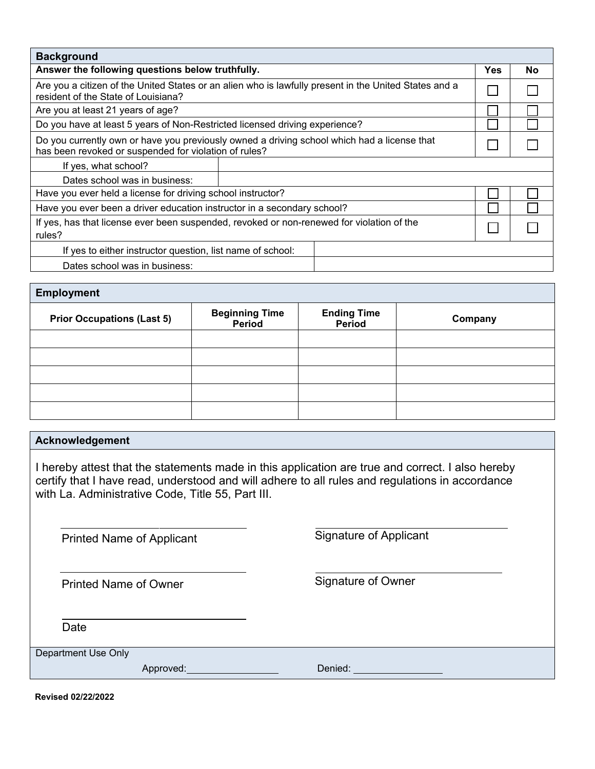## Background

| Answer the following questions below truthfully. | Yes | No |
|---|---|---|
| Are you a citizen of the United States or an alien who is lawfully present in the United States and a resident of the State of Louisiana? | ☐ | ☐ |
| Are you at least 21 years of age? | ☐ | ☐ |
| Do you have at least 5 years of Non-Restricted licensed driving experience? | ☐ | ☐ |
| Do you currently own or have you previously owned a driving school which had a license that has been revoked or suspended for violation of rules? | ☐ | ☐ |
| If yes, what school? | | |
| Dates school was in business: | | |
| Have you ever held a license for driving school instructor? | ☐ | ☐ |
| Have you ever been a driver education instructor in a secondary school? | ☐ | ☐ |
| If yes, has that license ever been suspended, revoked or non-renewed for violation of the rules? | ☐ | ☐ |
| If yes to either instructor question, list name of school: | | |
| Dates school was in business: | | |

## Employment

| Prior Occupations (Last 5) | Beginning Time Period | Ending Time Period | Company |
|---|---|---|---|
| | | | |
| | | | |
| | | | |
| | | | |
| | | | |

## Acknowledgement

I hereby attest that the statements made in this application are true and correct. I also hereby certify that I have read, understood and will adhere to all rules and regulations in accordance with La. Administrative Code, Title 55, Part III.

Printed Name of Applicant: ____________________

Signature of Applicant: ____________________

Printed Name of Owner: ____________________

Signature of Owner: ____________________

Date: ____________________

Department Use Only

Approved: ________________ Denied: ________________

**Revised 02/22/2022**